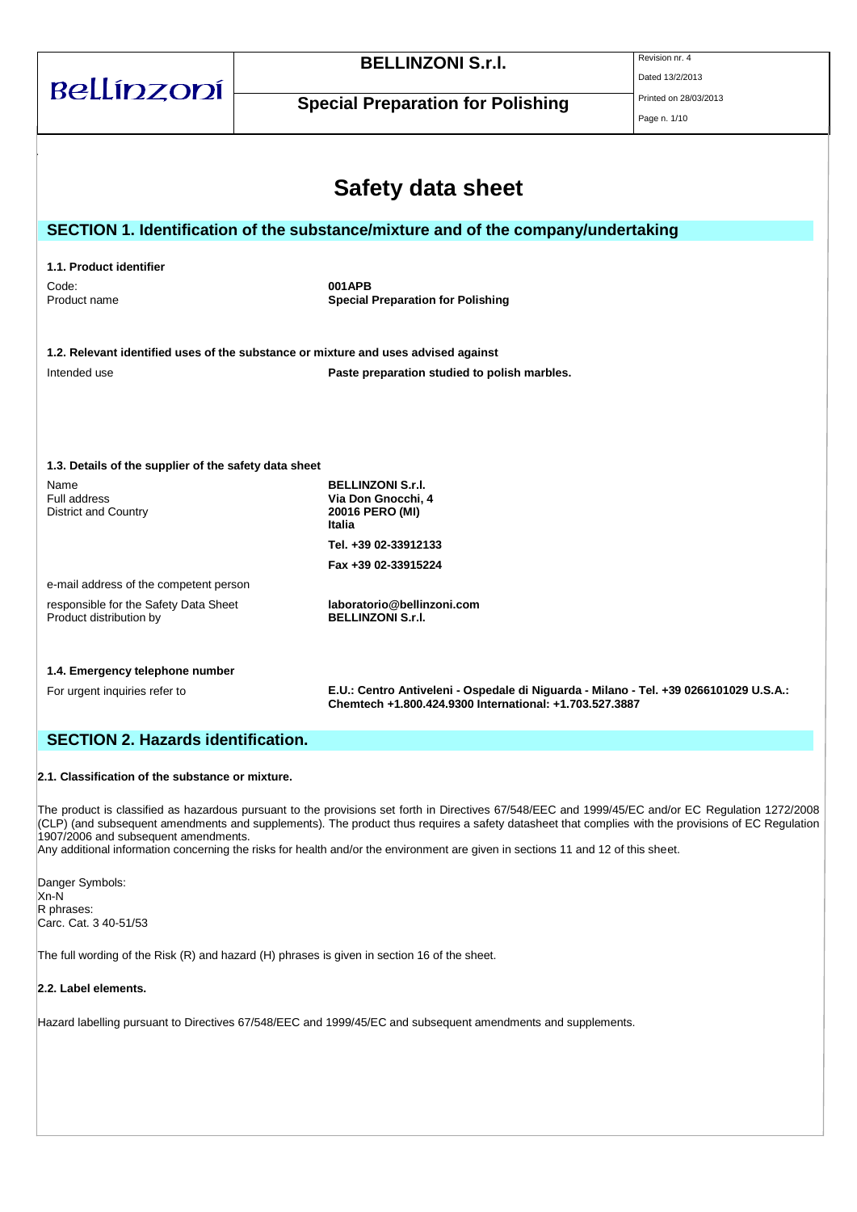# Safety data sheet

## SECTION 1. Identification of the substance/mixture and of the company/undertaking

### 1.1. Product identifier

| | |
|---|---|
| Code: | **001APB** |
| Product name | **Special Preparation for Polishing** |

### 1.2. Relevant identified uses of the substance or mixture and uses advised against

| | |
|---|---|
| Intended use | **Paste preparation studied to polish marbles.** |

### 1.3. Details of the supplier of the safety data sheet

| | |
|---|---|
| Name | **BELLINZONI S.r.l.** |
| Full address | **Via Don Gnocchi, 4** |
| District and Country | **20016 PERO (MI)** |
| | **Italia** |
| | **Tel. +39 02-33912133** |
| | **Fax +39 02-33915224** |
| e-mail address of the competent person | |
| responsible for the Safety Data Sheet | **laboratorio@bellinzoni.com** |
| Product distribution by | **BELLINZONI S.r.l.** |

### 1.4. Emergency telephone number

| | |
|---|---|
| For urgent inquiries refer to | **E.U.: Centro Antiveleni - Ospedale di Niguarda - Milano - Tel. +39 0266101029 U.S.A.: Chemtech +1.800.424.9300 International: +1.703.527.3887** |

## SECTION 2. Hazards identification.

### 2.1. Classification of the substance or mixture.

The product is classified as hazardous pursuant to the provisions set forth in Directives 67/548/EEC and 1999/45/EC and/or EC Regulation 1272/2008 (CLP) (and subsequent amendments and supplements). The product thus requires a safety datasheet that complies with the provisions of EC Regulation 1907/2006 and subsequent amendments.
Any additional information concerning the risks for health and/or the environment are given in sections 11 and 12 of this sheet.

Danger Symbols:
Xn-N
R phrases:
Carc. Cat. 3 40-51/53

The full wording of the Risk (R) and hazard (H) phrases is given in section 16 of the sheet.

### 2.2. Label elements.

Hazard labelling pursuant to Directives 67/548/EEC and 1999/45/EC and subsequent amendments and supplements.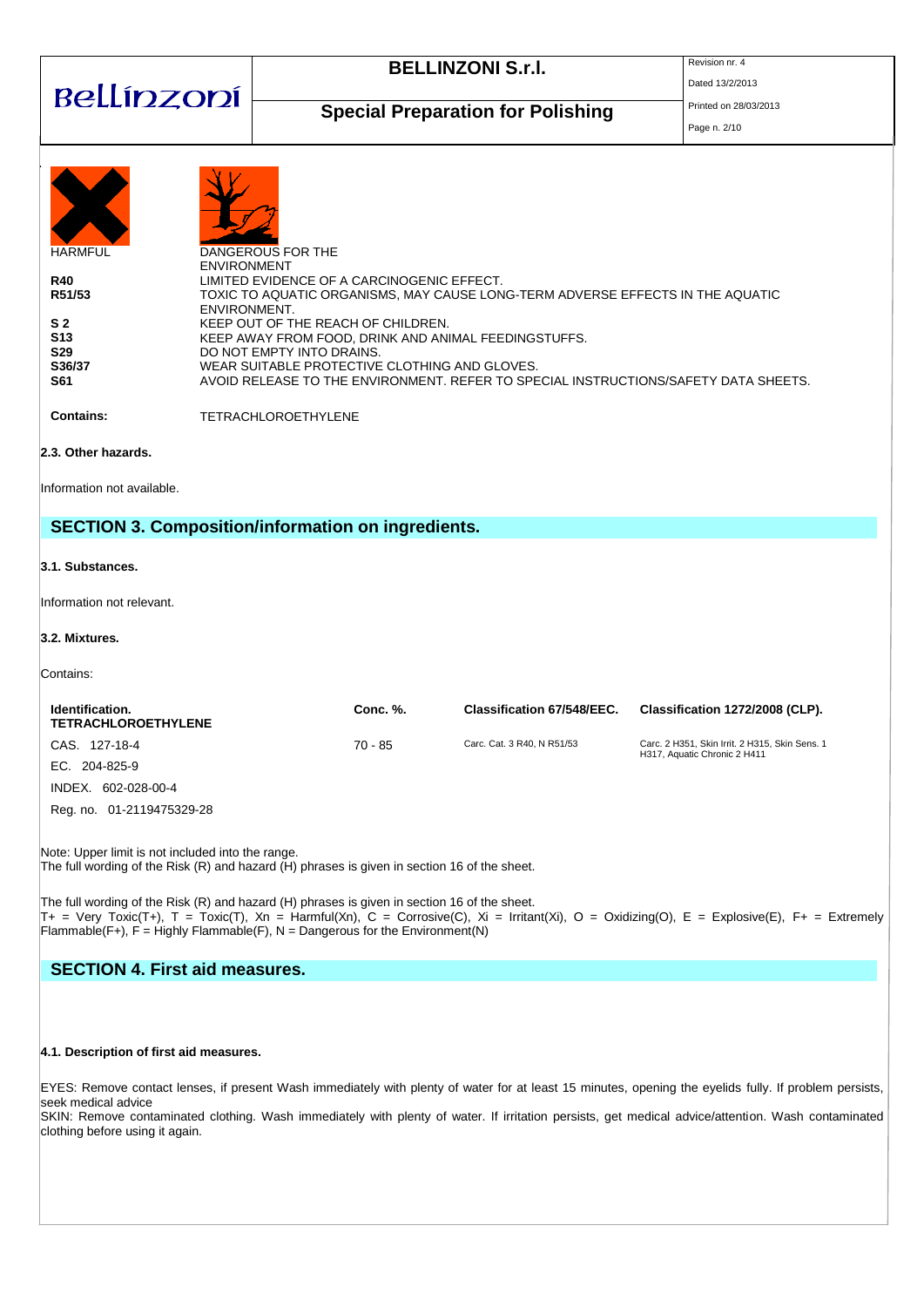HARMFUL    DANGEROUS FOR THE ENVIRONMENT

**R40** LIMITED EVIDENCE OF A CARCINOGENIC EFFECT.
**R51/53** TOXIC TO AQUATIC ORGANISMS, MAY CAUSE LONG-TERM ADVERSE EFFECTS IN THE AQUATIC ENVIRONMENT.

**S 2** KEEP OUT OF THE REACH OF CHILDREN.
**S13** KEEP AWAY FROM FOOD, DRINK AND ANIMAL FEEDINGSTUFFS.
**S29** DO NOT EMPTY INTO DRAINS.
**S36/37** WEAR SUITABLE PROTECTIVE CLOTHING AND GLOVES.
**S61** AVOID RELEASE TO THE ENVIRONMENT. REFER TO SPECIAL INSTRUCTIONS/SAFETY DATA SHEETS.

**Contains:** TETRACHLOROETHYLENE

### 2.3. Other hazards.

Information not available.

## SECTION 3. Composition/information on ingredients.

### 3.1. Substances.

Information not relevant.

### 3.2. Mixtures.

Contains:

| Identification. TETRACHLOROETHYLENE | Conc. %. | Classification 67/548/EEC. | Classification 1272/2008 (CLP). |
|---|---|---|---|
| CAS. 127-18-4 | 70 - 85 | Carc. Cat. 3 R40, N R51/53 | Carc. 2 H351, Skin Irrit. 2 H315, Skin Sens. 1 H317, Aquatic Chronic 2 H411 |
| EC. 204-825-9 | | | |
| INDEX. 602-028-00-4 | | | |
| Reg. no. 01-2119475329-28 | | | |

Note: Upper limit is not included into the range.
The full wording of the Risk (R) and hazard (H) phrases is given in section 16 of the sheet.

The full wording of the Risk (R) and hazard (H) phrases is given in section 16 of the sheet.
T+ = Very Toxic(T+), T = Toxic(T), Xn = Harmful(Xn), C = Corrosive(C), Xi = Irritant(Xi), O = Oxidizing(O), E = Explosive(E), F+ = Extremely Flammable(F+), F = Highly Flammable(F), N = Dangerous for the Environment(N)

## SECTION 4. First aid measures.

### 4.1. Description of first aid measures.

EYES: Remove contact lenses, if present Wash immediately with plenty of water for at least 15 minutes, opening the eyelids fully. If problem persists, seek medical advice
SKIN: Remove contaminated clothing. Wash immediately with plenty of water. If irritation persists, get medical advice/attention. Wash contaminated clothing before using it again.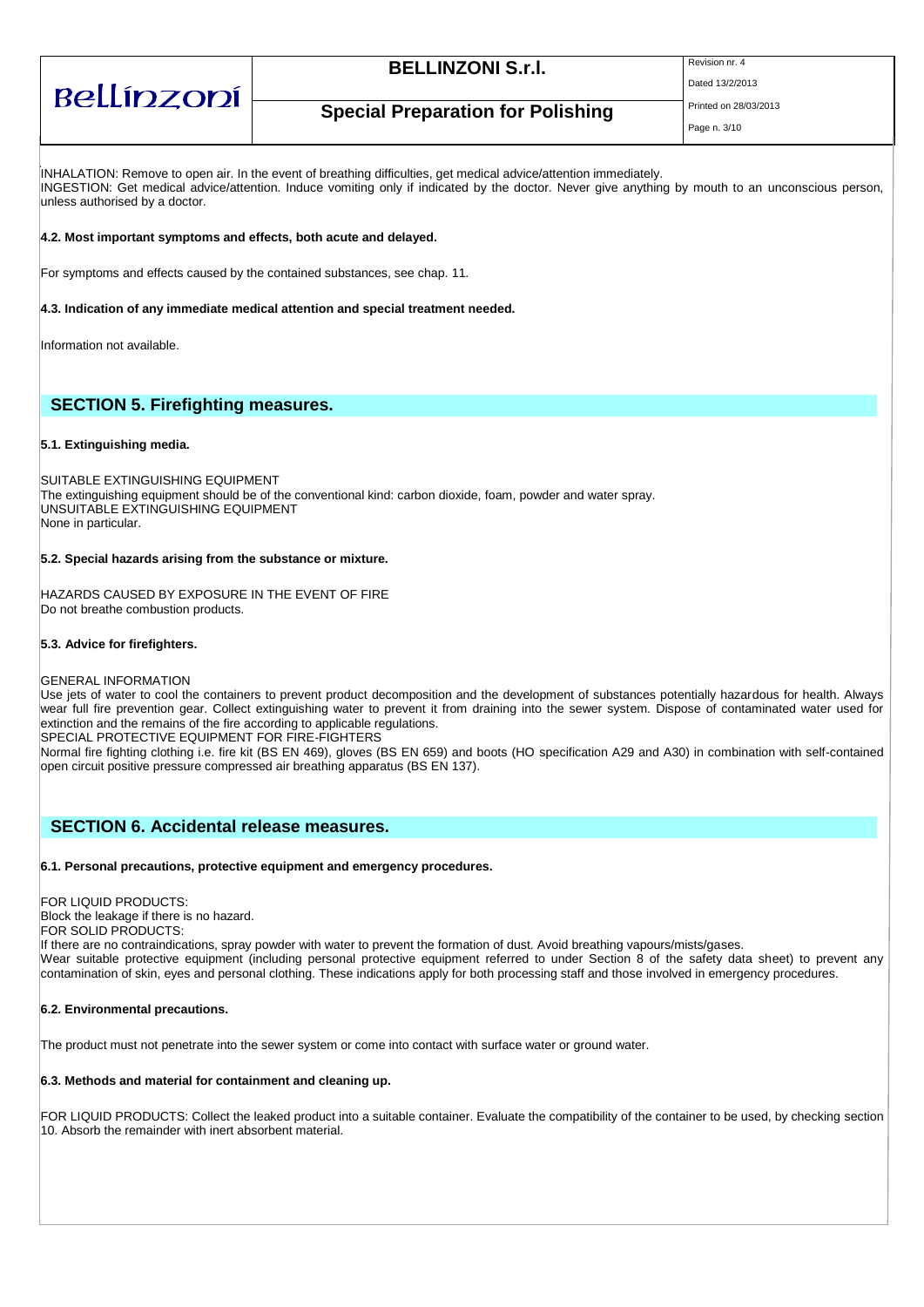INHALATION: Remove to open air. In the event of breathing difficulties, get medical advice/attention immediately.
INGESTION: Get medical advice/attention. Induce vomiting only if indicated by the doctor. Never give anything by mouth to an unconscious person, unless authorised by a doctor.

**4.2. Most important symptoms and effects, both acute and delayed.**

For symptoms and effects caused by the contained substances, see chap. 11.

**4.3. Indication of any immediate medical attention and special treatment needed.**

Information not available.

## SECTION 5. Firefighting measures.

**5.1. Extinguishing media.**

SUITABLE EXTINGUISHING EQUIPMENT
The extinguishing equipment should be of the conventional kind: carbon dioxide, foam, powder and water spray.
UNSUITABLE EXTINGUISHING EQUIPMENT
None in particular.

**5.2. Special hazards arising from the substance or mixture.**

HAZARDS CAUSED BY EXPOSURE IN THE EVENT OF FIRE
Do not breathe combustion products.

**5.3. Advice for firefighters.**

GENERAL INFORMATION
Use jets of water to cool the containers to prevent product decomposition and the development of substances potentially hazardous for health. Always wear full fire prevention gear. Collect extinguishing water to prevent it from draining into the sewer system. Dispose of contaminated water used for extinction and the remains of the fire according to applicable regulations.
SPECIAL PROTECTIVE EQUIPMENT FOR FIRE-FIGHTERS
Normal fire fighting clothing i.e. fire kit (BS EN 469), gloves (BS EN 659) and boots (HO specification A29 and A30) in combination with self-contained open circuit positive pressure compressed air breathing apparatus (BS EN 137).

## SECTION 6. Accidental release measures.

**6.1. Personal precautions, protective equipment and emergency procedures.**

FOR LIQUID PRODUCTS:
Block the leakage if there is no hazard.
FOR SOLID PRODUCTS:
If there are no contraindications, spray powder with water to prevent the formation of dust. Avoid breathing vapours/mists/gases.
Wear suitable protective equipment (including personal protective equipment referred to under Section 8 of the safety data sheet) to prevent any contamination of skin, eyes and personal clothing. These indications apply for both processing staff and those involved in emergency procedures.

**6.2. Environmental precautions.**

The product must not penetrate into the sewer system or come into contact with surface water or ground water.

**6.3. Methods and material for containment and cleaning up.**

FOR LIQUID PRODUCTS: Collect the leaked product into a suitable container. Evaluate the compatibility of the container to be used, by checking section 10. Absorb the remainder with inert absorbent material.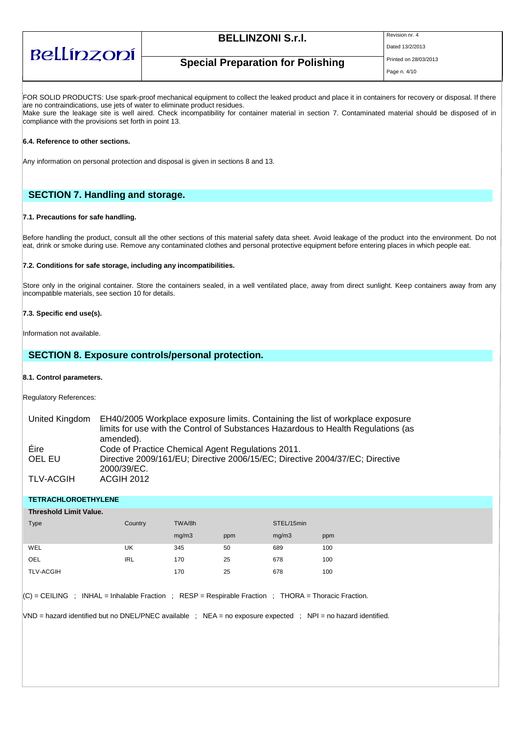FOR SOLID PRODUCTS: Use spark-proof mechanical equipment to collect the leaked product and place it in containers for recovery or disposal. If there are no contraindications, use jets of water to eliminate product residues.
Make sure the leakage site is well aired. Check incompatibility for container material in section 7. Contaminated material should be disposed of in compliance with the provisions set forth in point 13.

**6.4. Reference to other sections.**

Any information on personal protection and disposal is given in sections 8 and 13.

## SECTION 7. Handling and storage.

**7.1. Precautions for safe handling.**

Before handling the product, consult all the other sections of this material safety data sheet. Avoid leakage of the product into the environment. Do not eat, drink or smoke during use. Remove any contaminated clothes and personal protective equipment before entering places in which people eat.

**7.2. Conditions for safe storage, including any incompatibilities.**

Store only in the original container. Store the containers sealed, in a well ventilated place, away from direct sunlight. Keep containers away from any incompatible materials, see section 10 for details.

**7.3. Specific end use(s).**

Information not available.

## SECTION 8. Exposure controls/personal protection.

**8.1. Control parameters.**

Regulatory References:

| | |
|---|---|
| United Kingdom | EH40/2005 Workplace exposure limits. Containing the list of workplace exposure limits for use with the Control of Substances Hazardous to Health Regulations (as amended). |
| Éire | Code of Practice Chemical Agent Regulations 2011. |
| OEL EU | Directive 2009/161/EU; Directive 2006/15/EC; Directive 2004/37/EC; Directive 2000/39/EC. |
| TLV-ACGIH | ACGIH 2012 |

**TETRACHLOROETHYLENE**

**Threshold Limit Value.**

| Type | Country | TWA/8h | | STEL/15min | |
|---|---|---|---|---|---|
| | | mg/m3 | ppm | mg/m3 | ppm |
| WEL | UK | 345 | 50 | 689 | 100 |
| OEL | IRL | 170 | 25 | 678 | 100 |
| TLV-ACGIH | | 170 | 25 | 678 | 100 |

(C) = CEILING ; INHAL = Inhalable Fraction ; RESP = Respirable Fraction ; THORA = Thoracic Fraction.

VND = hazard identified but no DNEL/PNEC available ; NEA = no exposure expected ; NPI = no hazard identified.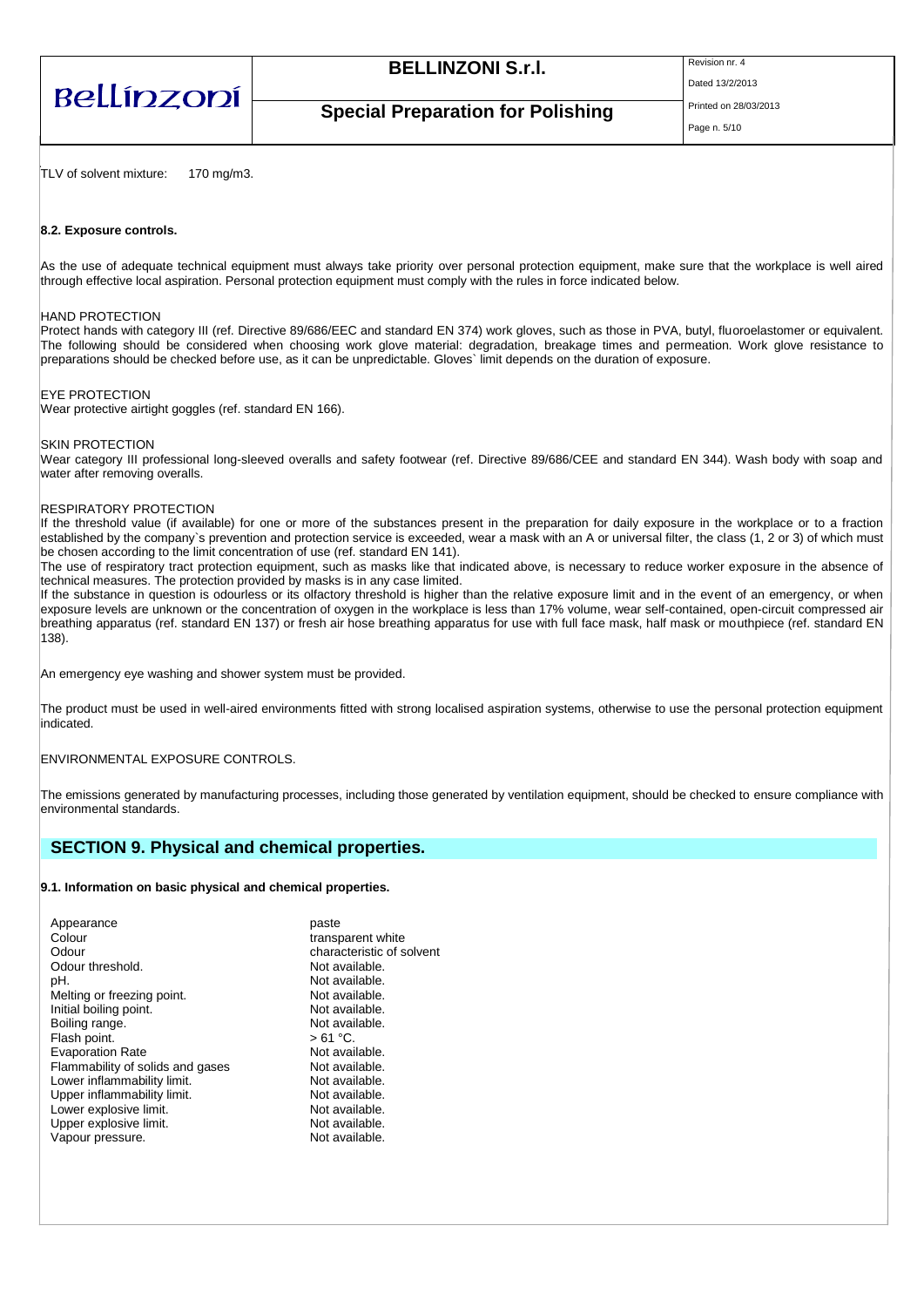TLV of solvent mixture: 170 mg/m3.

**8.2. Exposure controls.**

As the use of adequate technical equipment must always take priority over personal protection equipment, make sure that the workplace is well aired through effective local aspiration. Personal protection equipment must comply with the rules in force indicated below.

HAND PROTECTION
Protect hands with category III (ref. Directive 89/686/EEC and standard EN 374) work gloves, such as those in PVA, butyl, fluoroelastomer or equivalent. The following should be considered when choosing work glove material: degradation, breakage times and permeation. Work glove resistance to preparations should be checked before use, as it can be unpredictable. Gloves` limit depends on the duration of exposure.

EYE PROTECTION
Wear protective airtight goggles (ref. standard EN 166).

SKIN PROTECTION
Wear category III professional long-sleeved overalls and safety footwear (ref. Directive 89/686/CEE and standard EN 344). Wash body with soap and water after removing overalls.

RESPIRATORY PROTECTION
If the threshold value (if available) for one or more of the substances present in the preparation for daily exposure in the workplace or to a fraction established by the company`s prevention and protection service is exceeded, wear a mask with an A or universal filter, the class (1, 2 or 3) of which must be chosen according to the limit concentration of use (ref. standard EN 141).
The use of respiratory tract protection equipment, such as masks like that indicated above, is necessary to reduce worker exposure in the absence of technical measures. The protection provided by masks is in any case limited.
If the substance in question is odourless or its olfactory threshold is higher than the relative exposure limit and in the event of an emergency, or when exposure levels are unknown or the concentration of oxygen in the workplace is less than 17% volume, wear self-contained, open-circuit compressed air breathing apparatus (ref. standard EN 137) or fresh air hose breathing apparatus for use with full face mask, half mask or mouthpiece (ref. standard EN 138).

An emergency eye washing and shower system must be provided.

The product must be used in well-aired environments fitted with strong localised aspiration systems, otherwise to use the personal protection equipment indicated.

ENVIRONMENTAL EXPOSURE CONTROLS.

The emissions generated by manufacturing processes, including those generated by ventilation equipment, should be checked to ensure compliance with environmental standards.

## SECTION 9. Physical and chemical properties.

**9.1. Information on basic physical and chemical properties.**

| | |
|---|---|
| Appearance | paste |
| Colour | transparent white |
| Odour | characteristic of solvent |
| Odour threshold. | Not available. |
| pH. | Not available. |
| Melting or freezing point. | Not available. |
| Initial boiling point. | Not available. |
| Boiling range. | Not available. |
| Flash point. | > 61 °C. |
| Evaporation Rate | Not available. |
| Flammability of solids and gases | Not available. |
| Lower inflammability limit. | Not available. |
| Upper inflammability limit. | Not available. |
| Lower explosive limit. | Not available. |
| Upper explosive limit. | Not available. |
| Vapour pressure. | Not available. |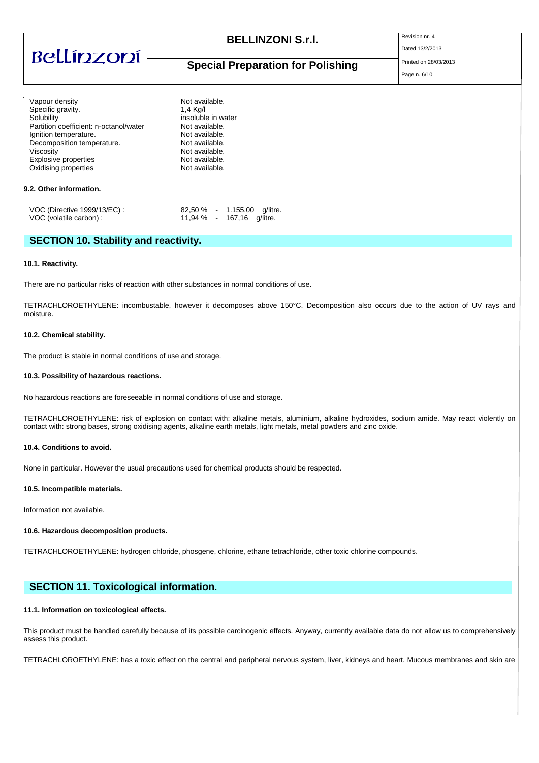| | |
|---|---|
| Vapour density | Not available. |
| Specific gravity. | 1,4 Kg/l |
| Solubility | insoluble in water |
| Partition coefficient: n-octanol/water | Not available. |
| Ignition temperature. | Not available. |
| Decomposition temperature. | Not available. |
| Viscosity | Not available. |
| Explosive properties | Not available. |
| Oxidising properties | Not available. |

**9.2. Other information.**

| | |
|---|---|
| VOC (Directive 1999/13/EC) : | 82,50 % - 1.155,00 g/litre. |
| VOC (volatile carbon) : | 11,94 % - 167,16 g/litre. |

## SECTION 10. Stability and reactivity.

**10.1. Reactivity.**

There are no particular risks of reaction with other substances in normal conditions of use.

TETRACHLOROETHYLENE: incombustable, however it decomposes above 150°C. Decomposition also occurs due to the action of UV rays and moisture.

**10.2. Chemical stability.**

The product is stable in normal conditions of use and storage.

**10.3. Possibility of hazardous reactions.**

No hazardous reactions are foreseeable in normal conditions of use and storage.

TETRACHLOROETHYLENE: risk of explosion on contact with: alkaline metals, aluminium, alkaline hydroxides, sodium amide. May react violently on contact with: strong bases, strong oxidising agents, alkaline earth metals, light metals, metal powders and zinc oxide.

**10.4. Conditions to avoid.**

None in particular. However the usual precautions used for chemical products should be respected.

**10.5. Incompatible materials.**

Information not available.

**10.6. Hazardous decomposition products.**

TETRACHLOROETHYLENE: hydrogen chloride, phosgene, chlorine, ethane tetrachloride, other toxic chlorine compounds.

## SECTION 11. Toxicological information.

**11.1. Information on toxicological effects.**

This product must be handled carefully because of its possible carcinogenic effects. Anyway, currently available data do not allow us to comprehensively assess this product.

TETRACHLOROETHYLENE: has a toxic effect on the central and peripheral nervous system, liver, kidneys and heart. Mucous membranes and skin are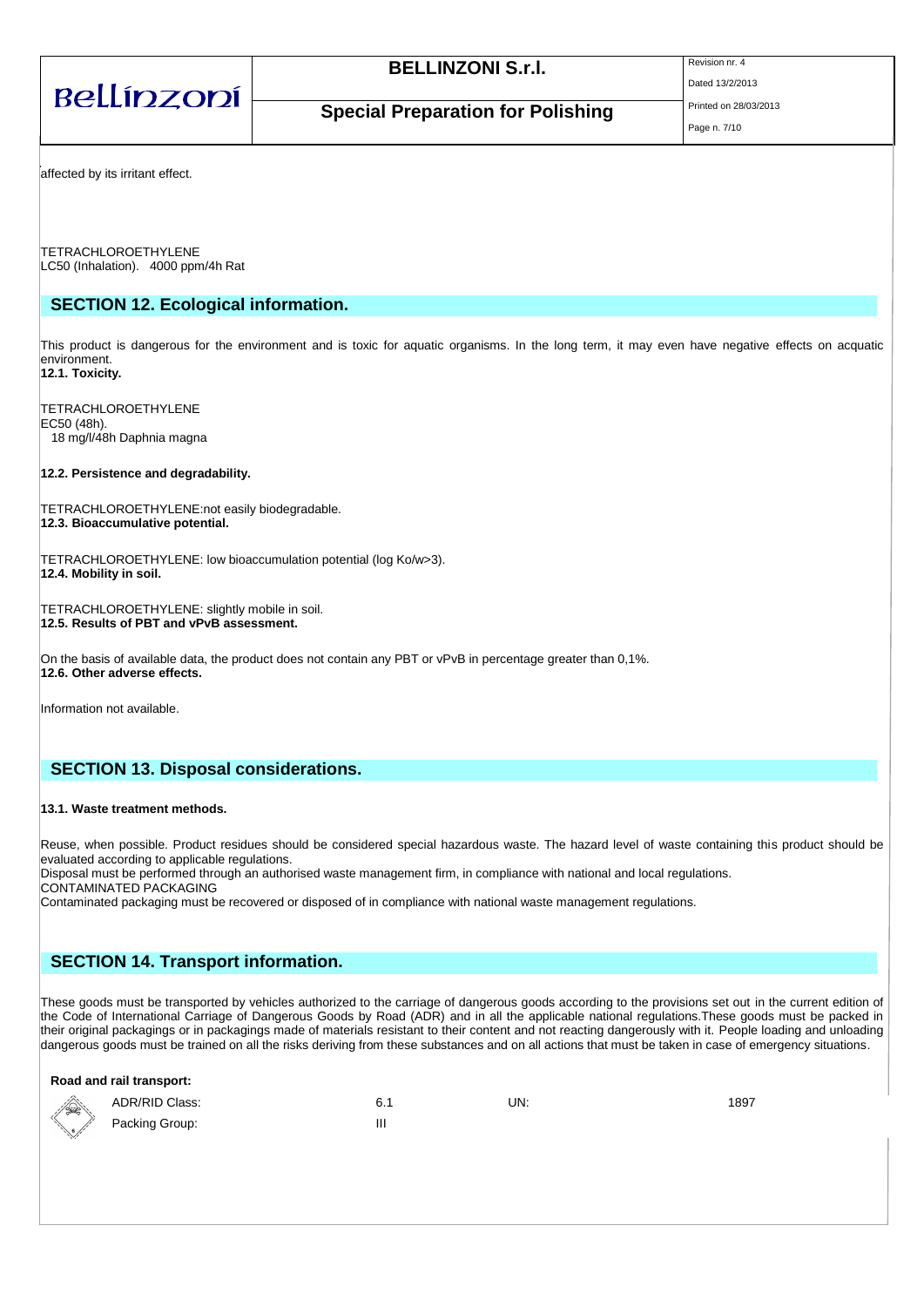affected by its irritant effect.

TETRACHLOROETHYLENE
LC50 (Inhalation). 4000 ppm/4h Rat

## SECTION 12. Ecological information.

This product is dangerous for the environment and is toxic for aquatic organisms. In the long term, it may even have negative effects on acquatic environment.

**12.1. Toxicity.**

TETRACHLOROETHYLENE
EC50 (48h).
18 mg/l/48h Daphnia magna

**12.2. Persistence and degradability.**

TETRACHLOROETHYLENE:not easily biodegradable.

**12.3. Bioaccumulative potential.**

TETRACHLOROETHYLENE: low bioaccumulation potential (log Ko/w>3).

**12.4. Mobility in soil.**

TETRACHLOROETHYLENE: slightly mobile in soil.

**12.5. Results of PBT and vPvB assessment.**

On the basis of available data, the product does not contain any PBT or vPvB in percentage greater than 0,1%.

**12.6. Other adverse effects.**

Information not available.

## SECTION 13. Disposal considerations.

**13.1. Waste treatment methods.**

Reuse, when possible. Product residues should be considered special hazardous waste. The hazard level of waste containing this product should be evaluated according to applicable regulations.
Disposal must be performed through an authorised waste management firm, in compliance with national and local regulations.
CONTAMINATED PACKAGING
Contaminated packaging must be recovered or disposed of in compliance with national waste management regulations.

## SECTION 14. Transport information.

These goods must be transported by vehicles authorized to the carriage of dangerous goods according to the provisions set out in the current edition of the Code of International Carriage of Dangerous Goods by Road (ADR) and in all the applicable national regulations.These goods must be packed in their original packagings or in packagings made of materials resistant to their content and not reacting dangerously with it. People loading and unloading dangerous goods must be trained on all the risks deriving from these substances and on all actions that must be taken in case of emergency situations.

**Road and rail transport:**

| | | | |
|---|---|---|---|
| ADR/RID Class: | 6.1 | UN: | 1897 |
| Packing Group: | III | | |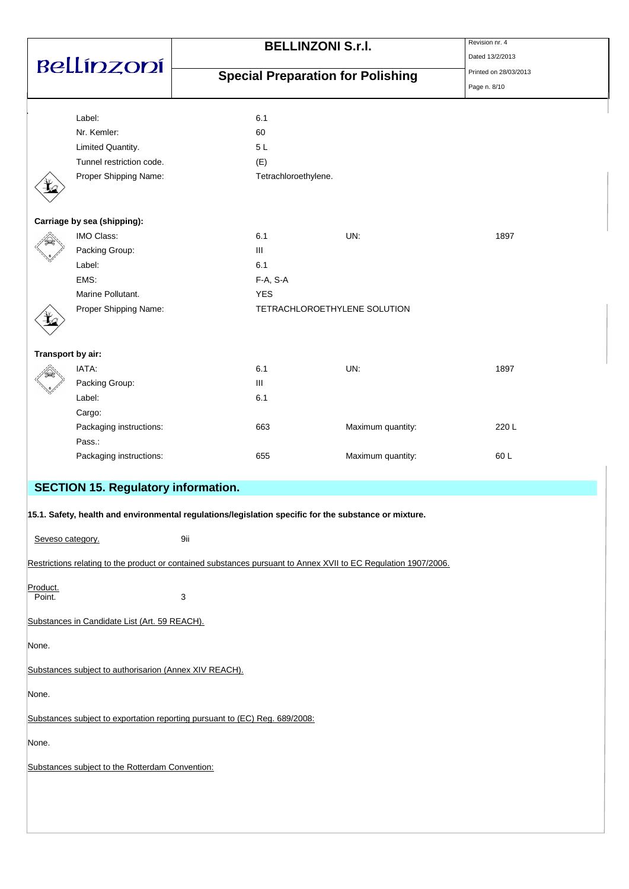| | | | |
|---|---|---|---|
| Label: | 6.1 | | |
| Nr. Kemler: | 60 | | |
| Limited Quantity. | 5 L | | |
| Tunnel restriction code. | (E) | | |
| Proper Shipping Name: | Tetrachloroethylene. | | |

**Carriage by sea (shipping):**

| | | | |
|---|---|---|---|
| IMO Class: | 6.1 | UN: | 1897 |
| Packing Group: | III | | |
| Label: | 6.1 | | |
| EMS: | F-A, S-A | | |
| Marine Pollutant. | YES | | |
| Proper Shipping Name: | TETRACHLOROETHYLENE SOLUTION | | |

**Transport by air:**

| | | | |
|---|---|---|---|
| IATA: | 6.1 | UN: | 1897 |
| Packing Group: | III | | |
| Label: | 6.1 | | |
| Cargo: | | | |
| Packaging instructions: | 663 | Maximum quantity: | 220 L |
| Pass.: | | | |
| Packaging instructions: | 655 | Maximum quantity: | 60 L |

## SECTION 15. Regulatory information.

**15.1. Safety, health and environmental regulations/legislation specific for the substance or mixture.**

Seveso category. 9ii

Restrictions relating to the product or contained substances pursuant to Annex XVII to EC Regulation 1907/2006.

Product.
Point. 3

Substances in Candidate List (Art. 59 REACH).

None.

Substances subject to authorisarion (Annex XIV REACH).

None.

Substances subject to exportation reporting pursuant to (EC) Reg. 689/2008:

None.

Substances subject to the Rotterdam Convention: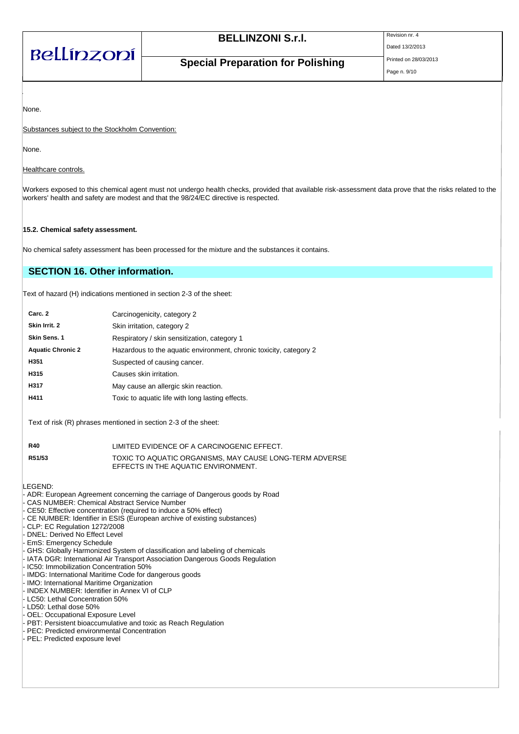None.

Substances subject to the Stockholm Convention:

None.

Healthcare controls.

Workers exposed to this chemical agent must not undergo health checks, provided that available risk-assessment data prove that the risks related to the workers' health and safety are modest and that the 98/24/EC directive is respected.

**15.2. Chemical safety assessment.**

No chemical safety assessment has been processed for the mixture and the substances it contains.

## SECTION 16. Other information.

Text of hazard (H) indications mentioned in section 2-3 of the sheet:

| | |
|---|---|
| **Carc. 2** | Carcinogenicity, category 2 |
| **Skin Irrit. 2** | Skin irritation, category 2 |
| **Skin Sens. 1** | Respiratory / skin sensitization, category 1 |
| **Aquatic Chronic 2** | Hazardous to the aquatic environment, chronic toxicity, category 2 |
| **H351** | Suspected of causing cancer. |
| **H315** | Causes skin irritation. |
| **H317** | May cause an allergic skin reaction. |
| **H411** | Toxic to aquatic life with long lasting effects. |

Text of risk (R) phrases mentioned in section 2-3 of the sheet:

| | |
|---|---|
| **R40** | LIMITED EVIDENCE OF A CARCINOGENIC EFFECT. |
| **R51/53** | TOXIC TO AQUATIC ORGANISMS, MAY CAUSE LONG-TERM ADVERSE EFFECTS IN THE AQUATIC ENVIRONMENT. |

LEGEND:
- ADR: European Agreement concerning the carriage of Dangerous goods by Road
- CAS NUMBER: Chemical Abstract Service Number
- CE50: Effective concentration (required to induce a 50% effect)
- CE NUMBER: Identifier in ESIS (European archive of existing substances)
- CLP: EC Regulation 1272/2008
- DNEL: Derived No Effect Level
- EmS: Emergency Schedule
- GHS: Globally Harmonized System of classification and labeling of chemicals
- IATA DGR: International Air Transport Association Dangerous Goods Regulation
- IC50: Immobilization Concentration 50%
- IMDG: International Maritime Code for dangerous goods
- IMO: International Maritime Organization
- INDEX NUMBER: Identifier in Annex VI of CLP
- LC50: Lethal Concentration 50%
- LD50: Lethal dose 50%
- OEL: Occupational Exposure Level
- PBT: Persistent bioaccumulative and toxic as Reach Regulation
- PEC: Predicted environmental Concentration
- PEL: Predicted exposure level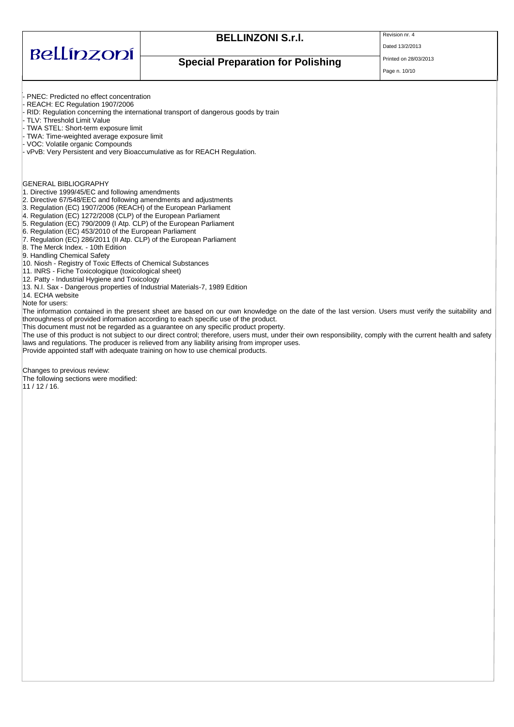- PNEC: Predicted no effect concentration
- REACH: EC Regulation 1907/2006
- RID: Regulation concerning the international transport of dangerous goods by train
- TLV: Threshold Limit Value
- TWA STEL: Short-term exposure limit
- TWA: Time-weighted average exposure limit
- VOC: Volatile organic Compounds
- vPvB: Very Persistent and very Bioaccumulative as for REACH Regulation.

GENERAL BIBLIOGRAPHY

1. Directive 1999/45/EC and following amendments
2. Directive 67/548/EEC and following amendments and adjustments
3. Regulation (EC) 1907/2006 (REACH) of the European Parliament
4. Regulation (EC) 1272/2008 (CLP) of the European Parliament
5. Regulation (EC) 790/2009 (I Atp. CLP) of the European Parliament
6. Regulation (EC) 453/2010 of the European Parliament
7. Regulation (EC) 286/2011 (II Atp. CLP) of the European Parliament
8. The Merck Index. - 10th Edition
9. Handling Chemical Safety
10. Niosh - Registry of Toxic Effects of Chemical Substances
11. INRS - Fiche Toxicologique (toxicological sheet)
12. Patty - Industrial Hygiene and Toxicology
13. N.I. Sax - Dangerous properties of Industrial Materials-7, 1989 Edition
14. ECHA website

Note for users:

The information contained in the present sheet are based on our own knowledge on the date of the last version. Users must verify the suitability and thoroughness of provided information according to each specific use of the product.

This document must not be regarded as a guarantee on any specific product property.

The use of this product is not subject to our direct control; therefore, users must, under their own responsibility, comply with the current health and safety laws and regulations. The producer is relieved from any liability arising from improper uses.

Provide appointed staff with adequate training on how to use chemical products.

Changes to previous review:

The following sections were modified:

11 / 12 / 16.